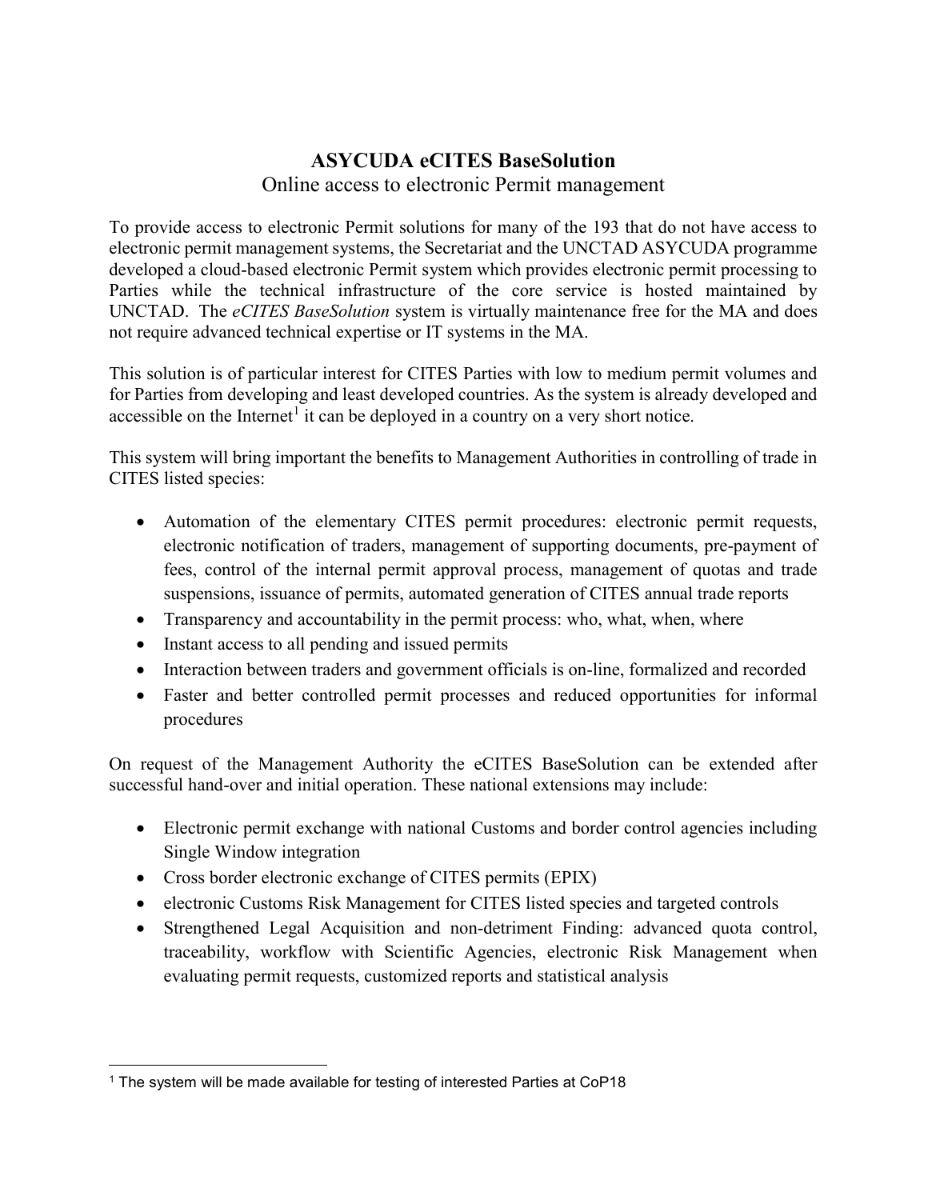# ASYCUDA eCITES BaseSolution

Online access to electronic Permit management

To provide access to electronic Permit solutions for many of the 193 that do not have access to electronic permit management systems, the Secretariat and the UNCTAD ASYCUDA programme developed a cloud-based electronic Permit system which provides electronic permit processing to Parties while the technical infrastructure of the core service is hosted maintained by UNCTAD. The *eCITES BaseSolution* system is virtually maintenance free for the MA and does not require advanced technical expertise or IT systems in the MA.

This solution is of particular interest for CITES Parties with low to medium permit volumes and for Parties from developing and least developed countries. As the system is already developed and accessible on the Internet[1] it can be deployed in a country on a very short notice.

This system will bring important the benefits to Management Authorities in controlling of trade in CITES listed species:

- Automation of the elementary CITES permit procedures: electronic permit requests, electronic notification of traders, management of supporting documents, pre-payment of fees, control of the internal permit approval process, management of quotas and trade suspensions, issuance of permits, automated generation of CITES annual trade reports
- Transparency and accountability in the permit process: who, what, when, where
- Instant access to all pending and issued permits
- Interaction between traders and government officials is on-line, formalized and recorded
- Faster and better controlled permit processes and reduced opportunities for informal procedures

On request of the Management Authority the eCITES BaseSolution can be extended after successful hand-over and initial operation. These national extensions may include:

- Electronic permit exchange with national Customs and border control agencies including Single Window integration
- Cross border electronic exchange of CITES permits (EPIX)
- electronic Customs Risk Management for CITES listed species and targeted controls
- Strengthened Legal Acquisition and non-detriment Finding: advanced quota control, traceability, workflow with Scientific Agencies, electronic Risk Management when evaluating permit requests, customized reports and statistical analysis

---

[1] The system will be made available for testing of interested Parties at CoP18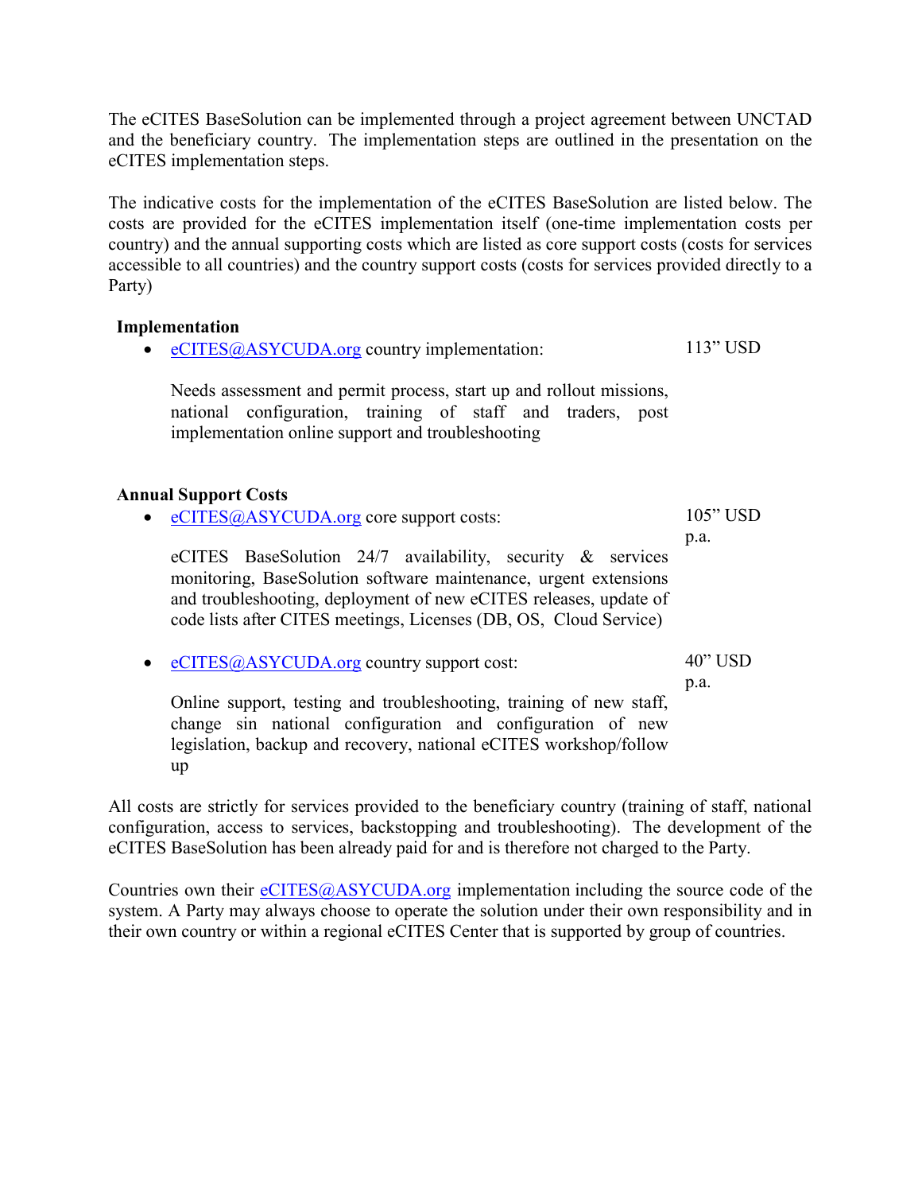The eCITES BaseSolution can be implemented through a project agreement between UNCTAD and the beneficiary country. The implementation steps are outlined in the presentation on the eCITES implementation steps.

The indicative costs for the implementation of the eCITES BaseSolution are listed below. The costs are provided for the eCITES implementation itself (one-time implementation costs per country) and the annual supporting costs which are listed as core support costs (costs for services accessible to all countries) and the country support costs (costs for services provided directly to a Party)

**Implementation**

- eCITES@ASYCUDA.org country implementation: 113" USD

  Needs assessment and permit process, start up and rollout missions, national configuration, training of staff and traders, post implementation online support and troubleshooting

**Annual Support Costs**

- eCITES@ASYCUDA.org core support costs: 105" USD p.a.

  eCITES BaseSolution 24/7 availability, security & services monitoring, BaseSolution software maintenance, urgent extensions and troubleshooting, deployment of new eCITES releases, update of code lists after CITES meetings, Licenses (DB, OS, Cloud Service)

- eCITES@ASYCUDA.org country support cost: 40" USD p.a.

  Online support, testing and troubleshooting, training of new staff, change sin national configuration and configuration of new legislation, backup and recovery, national eCITES workshop/follow up

All costs are strictly for services provided to the beneficiary country (training of staff, national configuration, access to services, backstopping and troubleshooting). The development of the eCITES BaseSolution has been already paid for and is therefore not charged to the Party.

Countries own their eCITES@ASYCUDA.org implementation including the source code of the system. A Party may always choose to operate the solution under their own responsibility and in their own country or within a regional eCITES Center that is supported by group of countries.